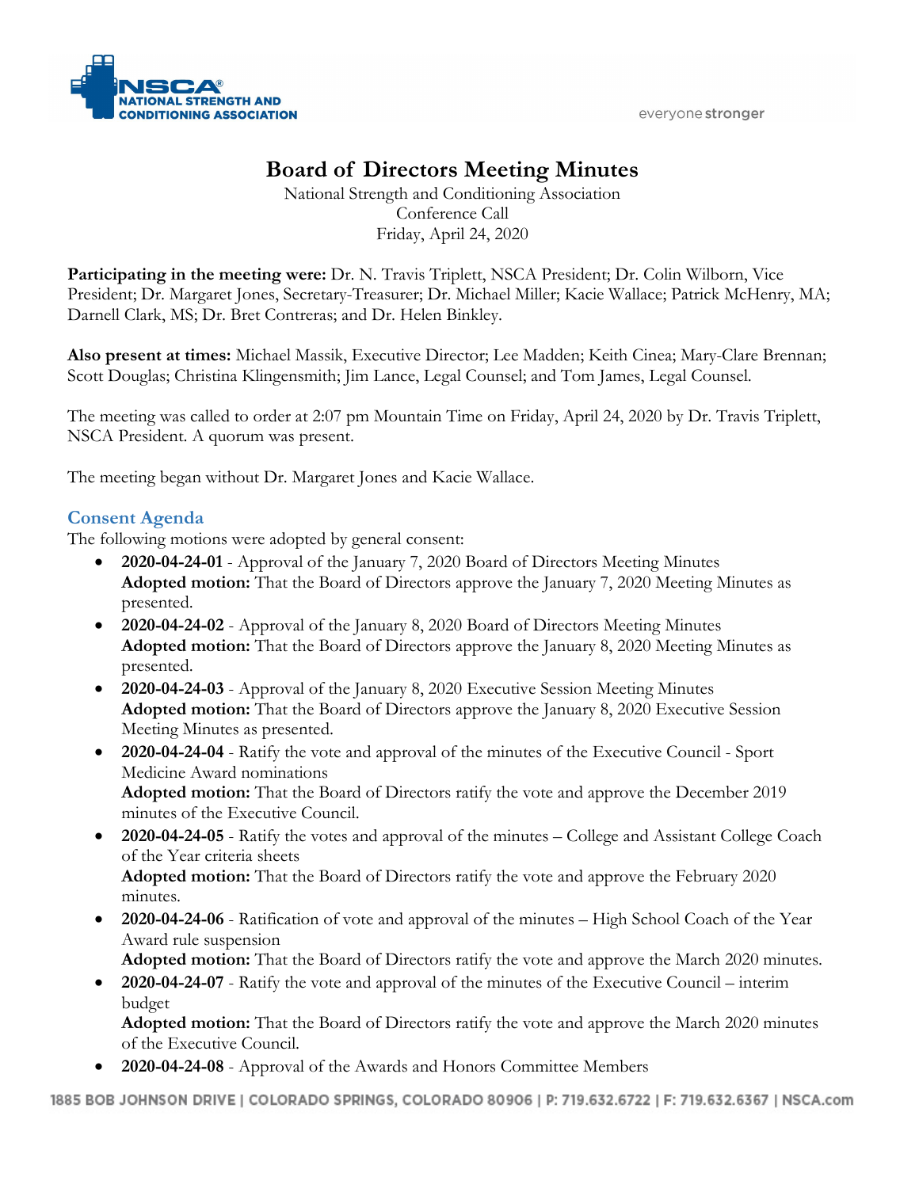# Board of Directors Meeting Minutes

National Strength and Conditioning Association
Conference Call
Friday, April 24, 2020

**Participating in the meeting were:** Dr. N. Travis Triplett, NSCA President; Dr. Colin Wilborn, Vice President; Dr. Margaret Jones, Secretary-Treasurer; Dr. Michael Miller; Kacie Wallace; Patrick McHenry, MA; Darnell Clark, MS; Dr. Bret Contreras; and Dr. Helen Binkley.

**Also present at times:** Michael Massik, Executive Director; Lee Madden; Keith Cinea; Mary-Clare Brennan; Scott Douglas; Christina Klingensmith; Jim Lance, Legal Counsel; and Tom James, Legal Counsel.

The meeting was called to order at 2:07 pm Mountain Time on Friday, April 24, 2020 by Dr. Travis Triplett, NSCA President. A quorum was present.

The meeting began without Dr. Margaret Jones and Kacie Wallace.

## Consent Agenda

The following motions were adopted by general consent:

- **2020-04-24-01** - Approval of the January 7, 2020 Board of Directors Meeting Minutes
  **Adopted motion:** That the Board of Directors approve the January 7, 2020 Meeting Minutes as presented.
- **2020-04-24-02** - Approval of the January 8, 2020 Board of Directors Meeting Minutes
  **Adopted motion:** That the Board of Directors approve the January 8, 2020 Meeting Minutes as presented.
- **2020-04-24-03** - Approval of the January 8, 2020 Executive Session Meeting Minutes
  **Adopted motion:** That the Board of Directors approve the January 8, 2020 Executive Session Meeting Minutes as presented.
- **2020-04-24-04** - Ratify the vote and approval of the minutes of the Executive Council - Sport Medicine Award nominations
  **Adopted motion:** That the Board of Directors ratify the vote and approve the December 2019 minutes of the Executive Council.
- **2020-04-24-05** - Ratify the votes and approval of the minutes – College and Assistant College Coach of the Year criteria sheets
  **Adopted motion:** That the Board of Directors ratify the vote and approve the February 2020 minutes.
- **2020-04-24-06** - Ratification of vote and approval of the minutes – High School Coach of the Year Award rule suspension
  **Adopted motion:** That the Board of Directors ratify the vote and approve the March 2020 minutes.
- **2020-04-24-07** - Ratify the vote and approval of the minutes of the Executive Council – interim budget
  **Adopted motion:** That the Board of Directors ratify the vote and approve the March 2020 minutes of the Executive Council.
- **2020-04-24-08** - Approval of the Awards and Honors Committee Members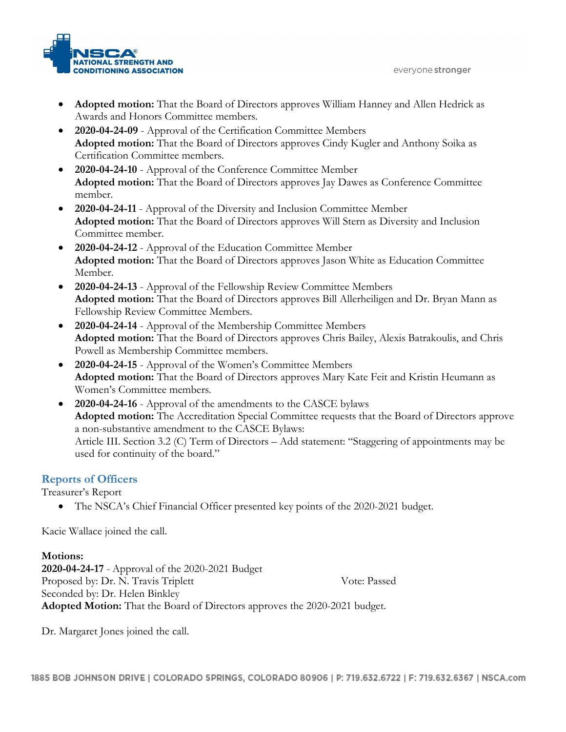- **Adopted motion:** That the Board of Directors approves William Hanney and Allen Hedrick as Awards and Honors Committee members.
- **2020-04-24-09** - Approval of the Certification Committee Members
  **Adopted motion:** That the Board of Directors approves Cindy Kugler and Anthony Soika as Certification Committee members.
- **2020-04-24-10** - Approval of the Conference Committee Member
  **Adopted motion:** That the Board of Directors approves Jay Dawes as Conference Committee member.
- **2020-04-24-11** - Approval of the Diversity and Inclusion Committee Member
  **Adopted motion:** That the Board of Directors approves Will Stern as Diversity and Inclusion Committee member.
- **2020-04-24-12** - Approval of the Education Committee Member
  **Adopted motion:** That the Board of Directors approves Jason White as Education Committee Member.
- **2020-04-24-13** - Approval of the Fellowship Review Committee Members
  **Adopted motion:** That the Board of Directors approves Bill Allerheiligen and Dr. Bryan Mann as Fellowship Review Committee Members.
- **2020-04-24-14** - Approval of the Membership Committee Members
  **Adopted motion:** That the Board of Directors approves Chris Bailey, Alexis Batrakoulis, and Chris Powell as Membership Committee members.
- **2020-04-24-15** - Approval of the Women's Committee Members
  **Adopted motion:** That the Board of Directors approves Mary Kate Feit and Kristin Heumann as Women's Committee members.
- **2020-04-24-16** - Approval of the amendments to the CASCE bylaws
  **Adopted motion:** The Accreditation Special Committee requests that the Board of Directors approve a non-substantive amendment to the CASCE Bylaws:
  Article III. Section 3.2 (C) Term of Directors – Add statement: "Staggering of appointments may be used for continuity of the board."

## Reports of Officers

Treasurer's Report

- The NSCA's Chief Financial Officer presented key points of the 2020-2021 budget.

Kacie Wallace joined the call.

**Motions:**
**2020-04-24-17** - Approval of the 2020-2021 Budget
Proposed by: Dr. N. Travis Triplett Vote: Passed
Seconded by: Dr. Helen Binkley
**Adopted Motion:** That the Board of Directors approves the 2020-2021 budget.

Dr. Margaret Jones joined the call.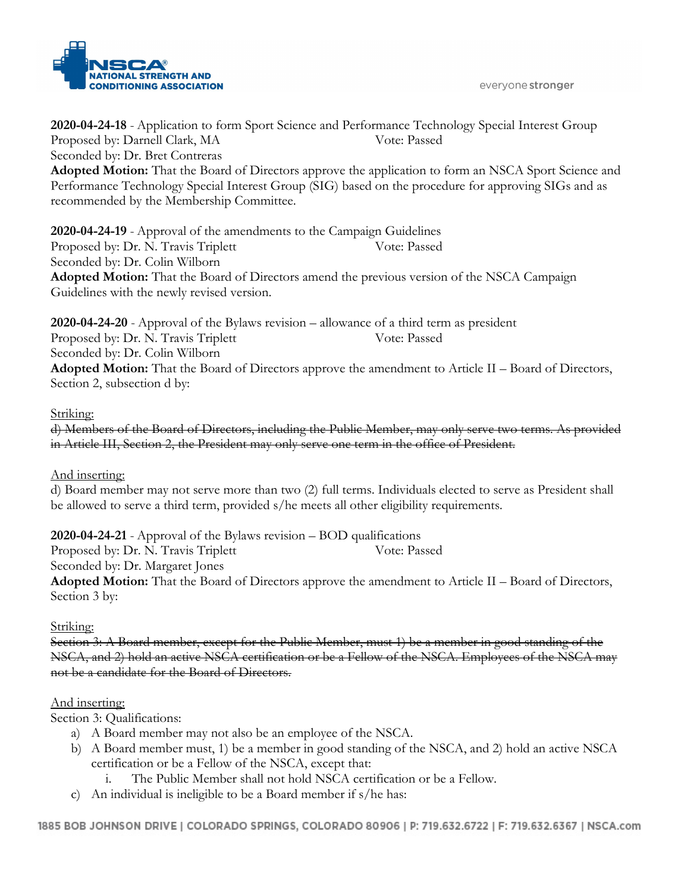**2020-04-24-18** - Application to form Sport Science and Performance Technology Special Interest Group
Proposed by: Darnell Clark, MA Vote: Passed
Seconded by: Dr. Bret Contreras
**Adopted Motion:** That the Board of Directors approve the application to form an NSCA Sport Science and Performance Technology Special Interest Group (SIG) based on the procedure for approving SIGs and as recommended by the Membership Committee.

**2020-04-24-19** - Approval of the amendments to the Campaign Guidelines
Proposed by: Dr. N. Travis Triplett Vote: Passed
Seconded by: Dr. Colin Wilborn
**Adopted Motion:** That the Board of Directors amend the previous version of the NSCA Campaign Guidelines with the newly revised version.

**2020-04-24-20** - Approval of the Bylaws revision – allowance of a third term as president
Proposed by: Dr. N. Travis Triplett Vote: Passed
Seconded by: Dr. Colin Wilborn
**Adopted Motion:** That the Board of Directors approve the amendment to Article II – Board of Directors, Section 2, subsection d by:

<u>Striking:</u>
~~d) Members of the Board of Directors, including the Public Member, may only serve two terms. As provided in Article III, Section 2, the President may only serve one term in the office of President.~~

<u>And inserting:</u>
d) Board member may not serve more than two (2) full terms. Individuals elected to serve as President shall be allowed to serve a third term, provided s/he meets all other eligibility requirements.

**2020-04-24-21** - Approval of the Bylaws revision – BOD qualifications
Proposed by: Dr. N. Travis Triplett Vote: Passed
Seconded by: Dr. Margaret Jones
**Adopted Motion:** That the Board of Directors approve the amendment to Article II – Board of Directors, Section 3 by:

<u>Striking:</u>
~~Section 3: A Board member, except for the Public Member, must 1) be a member in good standing of the NSCA, and 2) hold an active NSCA certification or be a Fellow of the NSCA. Employees of the NSCA may not be a candidate for the Board of Directors.~~

<u>And inserting:</u>
Section 3: Qualifications:

a) A Board member may not also be an employee of the NSCA.
b) A Board member must, 1) be a member in good standing of the NSCA, and 2) hold an active NSCA certification or be a Fellow of the NSCA, except that:
    i. The Public Member shall not hold NSCA certification or be a Fellow.
c) An individual is ineligible to be a Board member if s/he has: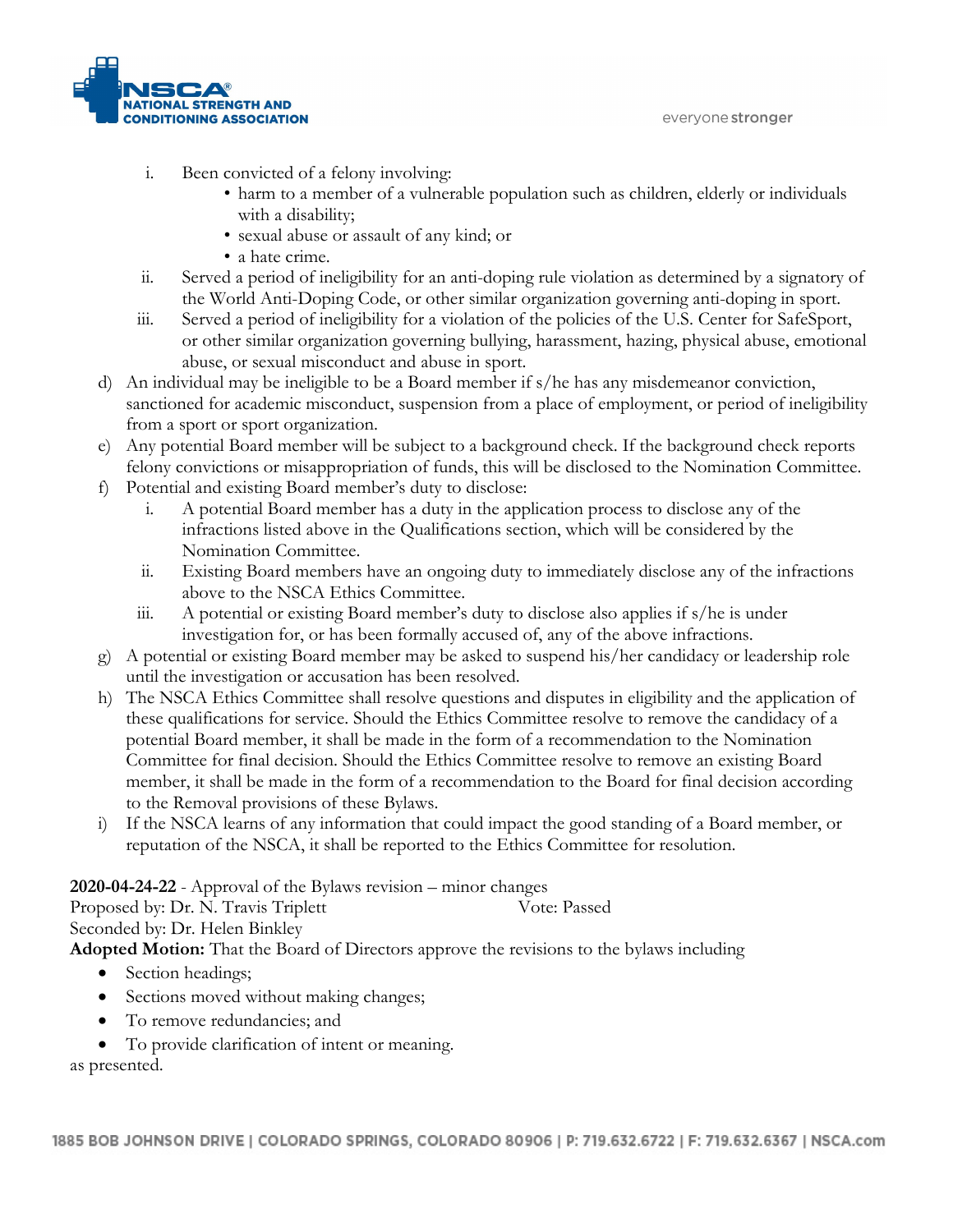i. Been convicted of a felony involving:
   - harm to a member of a vulnerable population such as children, elderly or individuals with a disability;
   - sexual abuse or assault of any kind; or
   - a hate crime.

ii. Served a period of ineligibility for an anti-doping rule violation as determined by a signatory of the World Anti-Doping Code, or other similar organization governing anti-doping in sport.

iii. Served a period of ineligibility for a violation of the policies of the U.S. Center for SafeSport, or other similar organization governing bullying, harassment, hazing, physical abuse, emotional abuse, or sexual misconduct and abuse in sport.

d) An individual may be ineligible to be a Board member if s/he has any misdemeanor conviction, sanctioned for academic misconduct, suspension from a place of employment, or period of ineligibility from a sport or sport organization.

e) Any potential Board member will be subject to a background check. If the background check reports felony convictions or misappropriation of funds, this will be disclosed to the Nomination Committee.

f) Potential and existing Board member's duty to disclose:

   i. A potential Board member has a duty in the application process to disclose any of the infractions listed above in the Qualifications section, which will be considered by the Nomination Committee.

   ii. Existing Board members have an ongoing duty to immediately disclose any of the infractions above to the NSCA Ethics Committee.

   iii. A potential or existing Board member's duty to disclose also applies if s/he is under investigation for, or has been formally accused of, any of the above infractions.

g) A potential or existing Board member may be asked to suspend his/her candidacy or leadership role until the investigation or accusation has been resolved.

h) The NSCA Ethics Committee shall resolve questions and disputes in eligibility and the application of these qualifications for service. Should the Ethics Committee resolve to remove the candidacy of a potential Board member, it shall be made in the form of a recommendation to the Nomination Committee for final decision. Should the Ethics Committee resolve to remove an existing Board member, it shall be made in the form of a recommendation to the Board for final decision according to the Removal provisions of these Bylaws.

i) If the NSCA learns of any information that could impact the good standing of a Board member, or reputation of the NSCA, it shall be reported to the Ethics Committee for resolution.

**2020-04-24-22** - Approval of the Bylaws revision – minor changes
Proposed by: Dr. N. Travis Triplett  Vote: Passed
Seconded by: Dr. Helen Binkley
**Adopted Motion:** That the Board of Directors approve the revisions to the bylaws including

- Section headings;
- Sections moved without making changes;
- To remove redundancies; and
- To provide clarification of intent or meaning.

as presented.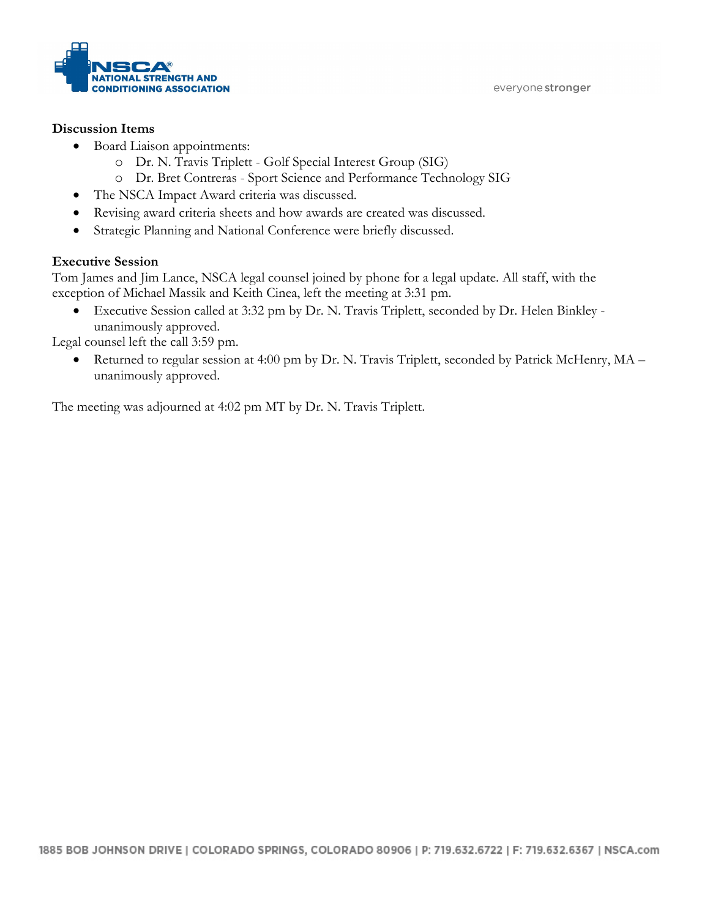**Discussion Items**

- Board Liaison appointments:
  - Dr. N. Travis Triplett - Golf Special Interest Group (SIG)
  - Dr. Bret Contreras - Sport Science and Performance Technology SIG
- The NSCA Impact Award criteria was discussed.
- Revising award criteria sheets and how awards are created was discussed.
- Strategic Planning and National Conference were briefly discussed.

**Executive Session**

Tom James and Jim Lance, NSCA legal counsel joined by phone for a legal update. All staff, with the exception of Michael Massik and Keith Cinea, left the meeting at 3:31 pm.

- Executive Session called at 3:32 pm by Dr. N. Travis Triplett, seconded by Dr. Helen Binkley - unanimously approved.

Legal counsel left the call 3:59 pm.

- Returned to regular session at 4:00 pm by Dr. N. Travis Triplett, seconded by Patrick McHenry, MA – unanimously approved.

The meeting was adjourned at 4:02 pm MT by Dr. N. Travis Triplett.